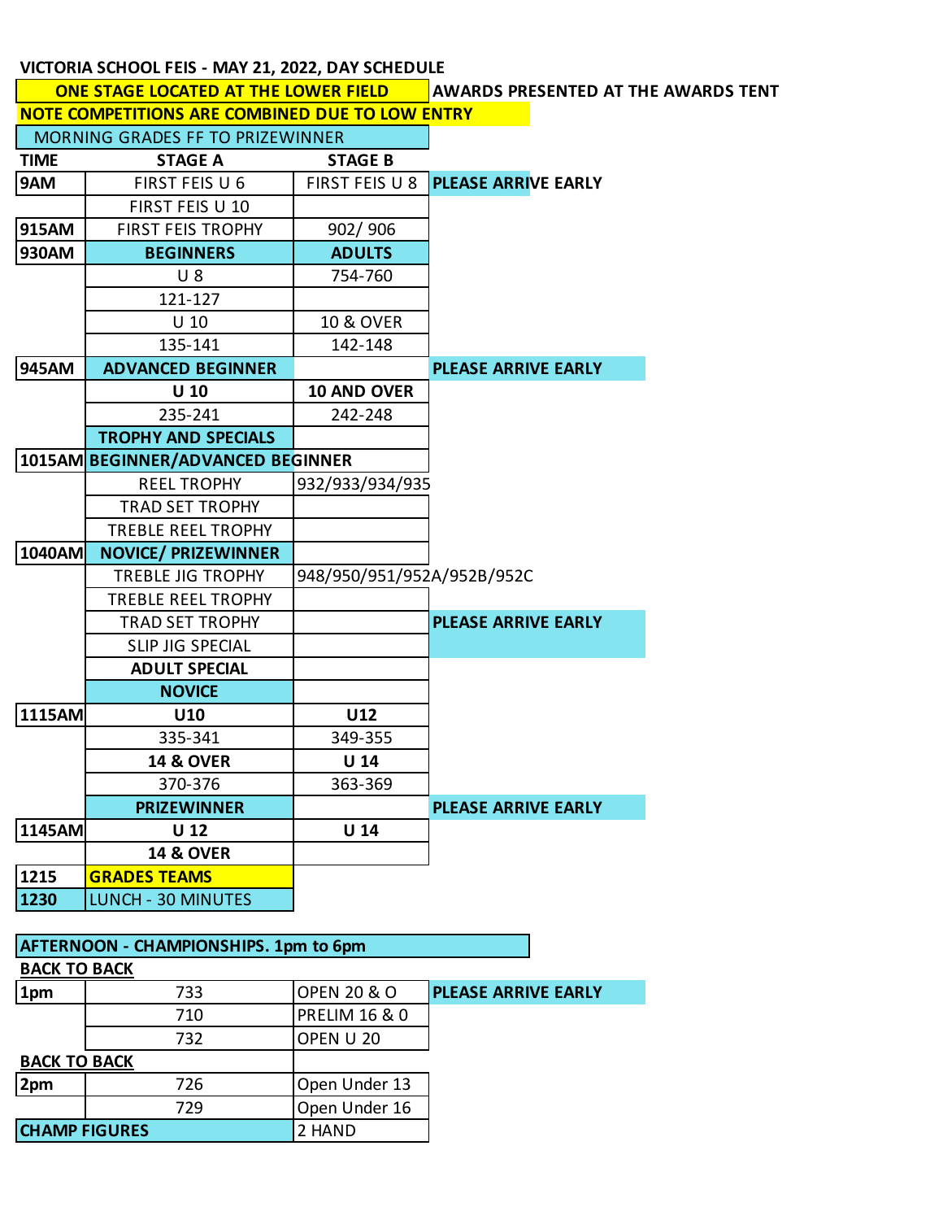# VICTORIA SCHOOL FEIS - MAY 21, 2022, DAY SCHEDULE

**ONE STAGE LOCATED AT THE LOWER FIELD** | **AWARDS PRESENTED AT THE AWARDS TENT**

**NOTE COMPETITIONS ARE COMBINED DUE TO LOW ENTRY**

MORNING GRADES FF TO PRIZEWINNER

| TIME | STAGE A | STAGE B | |
|---|---|---|---|
| 9AM | FIRST FEIS U 6 | FIRST FEIS U 8 | **PLEASE ARRIVE EARLY** |
| | FIRST FEIS U 10 | | |
| 915AM | FIRST FEIS TROPHY | 902/ 906 | |
| 930AM | **BEGINNERS** | **ADULTS** | |
| | U 8 | 754-760 | |
| | 121-127 | | |
| | U 10 | 10 & OVER | |
| | 135-141 | 142-148 | |
| 945AM | **ADVANCED BEGINNER** | | **PLEASE ARRIVE EARLY** |
| | **U 10** | **10 AND OVER** | |
| | 235-241 | 242-248 | |
| | **TROPHY AND SPECIALS** | | |
| 1015AM | **BEGINNER/ADVANCED BEGINNER** | | |
| | REEL TROPHY | 932/933/934/935 | |
| | TRAD SET TROPHY | | |
| | TREBLE REEL TROPHY | | |
| 1040AM | **NOVICE/ PRIZEWINNER** | | |
| | TREBLE JIG TROPHY | 948/950/951/952A/952B/952C | |
| | TREBLE REEL TROPHY | | |
| | TRAD SET TROPHY | | **PLEASE ARRIVE EARLY** |
| | SLIP JIG SPECIAL | | |
| | **ADULT SPECIAL** | | |
| | **NOVICE** | | |
| 1115AM | **U10** | **U12** | |
| | 335-341 | 349-355 | |
| | **14 & OVER** | **U 14** | |
| | 370-376 | 363-369 | |
| | **PRIZEWINNER** | | **PLEASE ARRIVE EARLY** |
| 1145AM | **U 12** | **U 14** | |
| | **14 & OVER** | | |
| 1215 | **GRADES TEAMS** | | |
| 1230 | LUNCH - 30 MINUTES | | |

**AFTERNOON - CHAMPIONSHIPS. 1pm to 6pm**

| | | | |
|---|---|---|---|
| **BACK TO BACK** | | | |
| 1pm | 733 | OPEN 20 & O | **PLEASE ARRIVE EARLY** |
| | 710 | PRELIM 16 & 0 | |
| | 732 | OPEN U 20 | |
| **BACK TO BACK** | | | |
| 2pm | 726 | Open Under 13 | |
| | 729 | Open Under 16 | |
| **CHAMP FIGURES** | | 2 HAND | |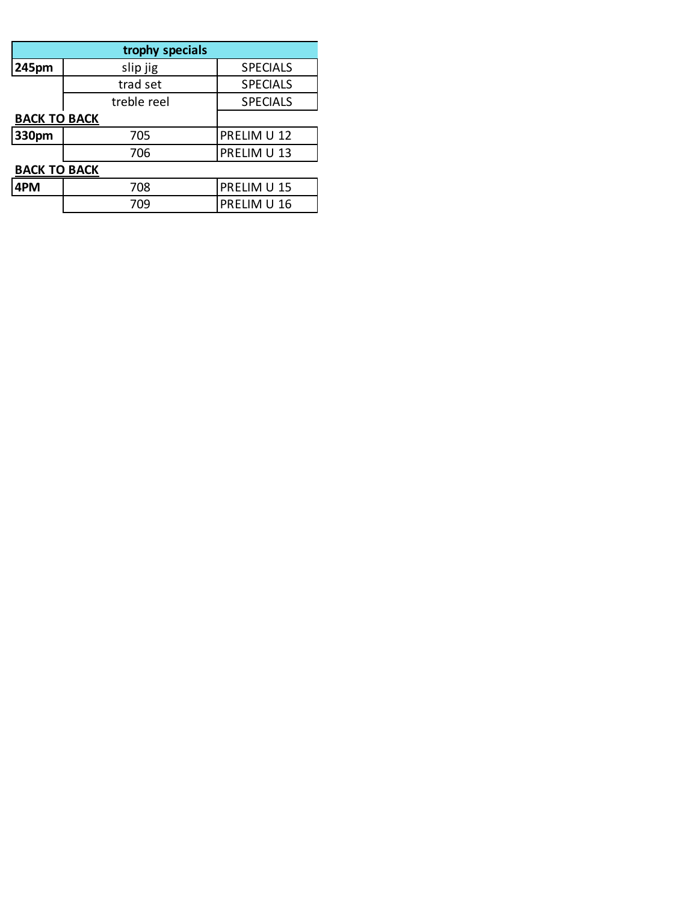| trophy specials | | |
|---|---|---|
| 245pm | slip jig | SPECIALS |
| | trad set | SPECIALS |
| | treble reel | SPECIALS |
| **BACK TO BACK** | | |
| 330pm | 705 | PRELIM U 12 |
| | 706 | PRELIM U 13 |
| **BACK TO BACK** | | |
| 4PM | 708 | PRELIM U 15 |
| | 709 | PRELIM U 16 |